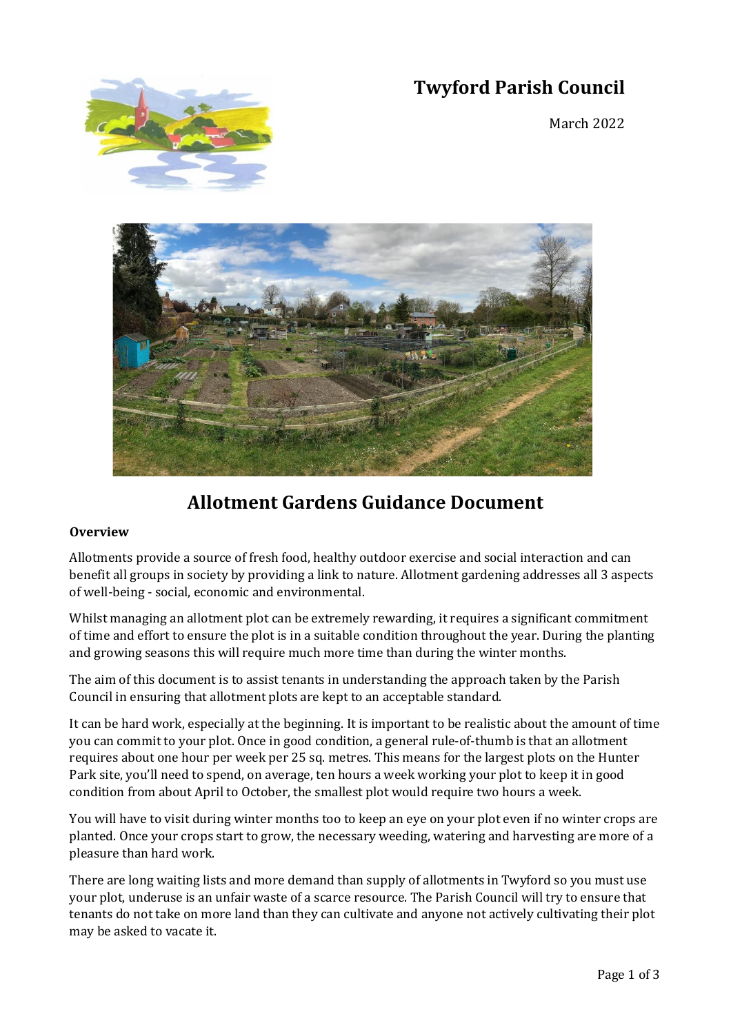# Twyford Parish Council

March 2022

## Allotment Gardens Guidance Document

**Overview**

Allotments provide a source of fresh food, healthy outdoor exercise and social interaction and can benefit all groups in society by providing a link to nature. Allotment gardening addresses all 3 aspects of well-being - social, economic and environmental.

Whilst managing an allotment plot can be extremely rewarding, it requires a significant commitment of time and effort to ensure the plot is in a suitable condition throughout the year. During the planting and growing seasons this will require much more time than during the winter months.

The aim of this document is to assist tenants in understanding the approach taken by the Parish Council in ensuring that allotment plots are kept to an acceptable standard.

It can be hard work, especially at the beginning. It is important to be realistic about the amount of time you can commit to your plot. Once in good condition, a general rule-of-thumb is that an allotment requires about one hour per week per 25 sq. metres. This means for the largest plots on the Hunter Park site, you'll need to spend, on average, ten hours a week working your plot to keep it in good condition from about April to October, the smallest plot would require two hours a week.

You will have to visit during winter months too to keep an eye on your plot even if no winter crops are planted. Once your crops start to grow, the necessary weeding, watering and harvesting are more of a pleasure than hard work.

There are long waiting lists and more demand than supply of allotments in Twyford so you must use your plot, underuse is an unfair waste of a scarce resource. The Parish Council will try to ensure that tenants do not take on more land than they can cultivate and anyone not actively cultivating their plot may be asked to vacate it.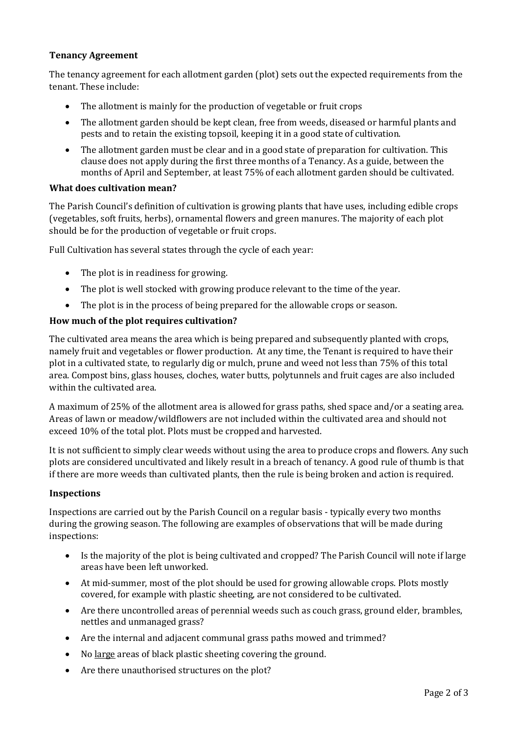**Tenancy Agreement**

The tenancy agreement for each allotment garden (plot) sets out the expected requirements from the tenant. These include:

- The allotment is mainly for the production of vegetable or fruit crops
- The allotment garden should be kept clean, free from weeds, diseased or harmful plants and pests and to retain the existing topsoil, keeping it in a good state of cultivation.
- The allotment garden must be clear and in a good state of preparation for cultivation. This clause does not apply during the first three months of a Tenancy. As a guide, between the months of April and September, at least 75% of each allotment garden should be cultivated.

**What does cultivation mean?**

The Parish Council's definition of cultivation is growing plants that have uses, including edible crops (vegetables, soft fruits, herbs), ornamental flowers and green manures. The majority of each plot should be for the production of vegetable or fruit crops.

Full Cultivation has several states through the cycle of each year:

- The plot is in readiness for growing.
- The plot is well stocked with growing produce relevant to the time of the year.
- The plot is in the process of being prepared for the allowable crops or season.

**How much of the plot requires cultivation?**

The cultivated area means the area which is being prepared and subsequently planted with crops, namely fruit and vegetables or flower production. At any time, the Tenant is required to have their plot in a cultivated state, to regularly dig or mulch, prune and weed not less than 75% of this total area. Compost bins, glass houses, cloches, water butts, polytunnels and fruit cages are also included within the cultivated area.

A maximum of 25% of the allotment area is allowed for grass paths, shed space and/or a seating area. Areas of lawn or meadow/wildflowers are not included within the cultivated area and should not exceed 10% of the total plot. Plots must be cropped and harvested.

It is not sufficient to simply clear weeds without using the area to produce crops and flowers. Any such plots are considered uncultivated and likely result in a breach of tenancy. A good rule of thumb is that if there are more weeds than cultivated plants, then the rule is being broken and action is required.

**Inspections**

Inspections are carried out by the Parish Council on a regular basis - typically every two months during the growing season. The following are examples of observations that will be made during inspections:

- Is the majority of the plot is being cultivated and cropped? The Parish Council will note if large areas have been left unworked.
- At mid-summer, most of the plot should be used for growing allowable crops. Plots mostly covered, for example with plastic sheeting, are not considered to be cultivated.
- Are there uncontrolled areas of perennial weeds such as couch grass, ground elder, brambles, nettles and unmanaged grass?
- Are the internal and adjacent communal grass paths mowed and trimmed?
- No <u>large</u> areas of black plastic sheeting covering the ground.
- Are there unauthorised structures on the plot?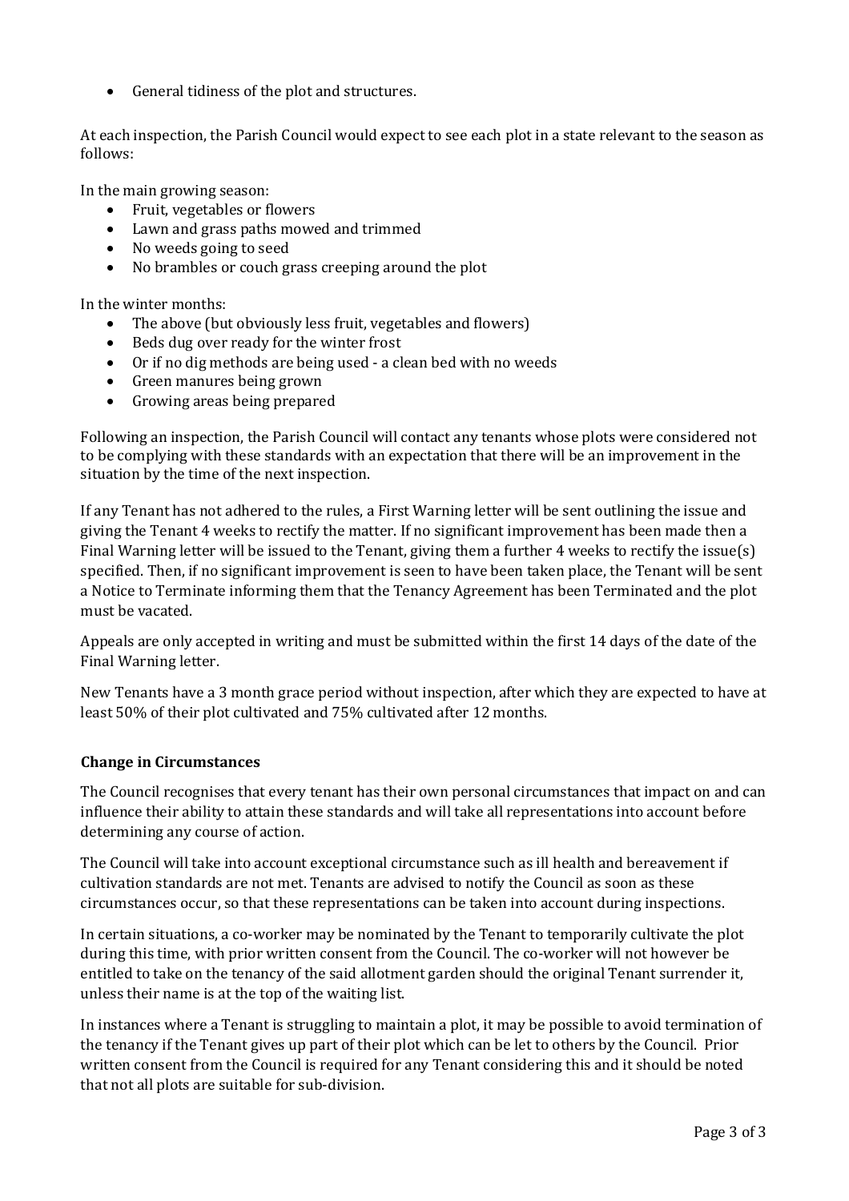- General tidiness of the plot and structures.

At each inspection, the Parish Council would expect to see each plot in a state relevant to the season as follows:

In the main growing season:

- Fruit, vegetables or flowers
- Lawn and grass paths mowed and trimmed
- No weeds going to seed
- No brambles or couch grass creeping around the plot

In the winter months:

- The above (but obviously less fruit, vegetables and flowers)
- Beds dug over ready for the winter frost
- Or if no dig methods are being used - a clean bed with no weeds
- Green manures being grown
- Growing areas being prepared

Following an inspection, the Parish Council will contact any tenants whose plots were considered not to be complying with these standards with an expectation that there will be an improvement in the situation by the time of the next inspection.

If any Tenant has not adhered to the rules, a First Warning letter will be sent outlining the issue and giving the Tenant 4 weeks to rectify the matter. If no significant improvement has been made then a Final Warning letter will be issued to the Tenant, giving them a further 4 weeks to rectify the issue(s) specified. Then, if no significant improvement is seen to have been taken place, the Tenant will be sent a Notice to Terminate informing them that the Tenancy Agreement has been Terminated and the plot must be vacated.

Appeals are only accepted in writing and must be submitted within the first 14 days of the date of the Final Warning letter.

New Tenants have a 3 month grace period without inspection, after which they are expected to have at least 50% of their plot cultivated and 75% cultivated after 12 months.

**Change in Circumstances**

The Council recognises that every tenant has their own personal circumstances that impact on and can influence their ability to attain these standards and will take all representations into account before determining any course of action.

The Council will take into account exceptional circumstance such as ill health and bereavement if cultivation standards are not met. Tenants are advised to notify the Council as soon as these circumstances occur, so that these representations can be taken into account during inspections.

In certain situations, a co-worker may be nominated by the Tenant to temporarily cultivate the plot during this time, with prior written consent from the Council. The co-worker will not however be entitled to take on the tenancy of the said allotment garden should the original Tenant surrender it, unless their name is at the top of the waiting list.

In instances where a Tenant is struggling to maintain a plot, it may be possible to avoid termination of the tenancy if the Tenant gives up part of their plot which can be let to others by the Council. Prior written consent from the Council is required for any Tenant considering this and it should be noted that not all plots are suitable for sub-division.